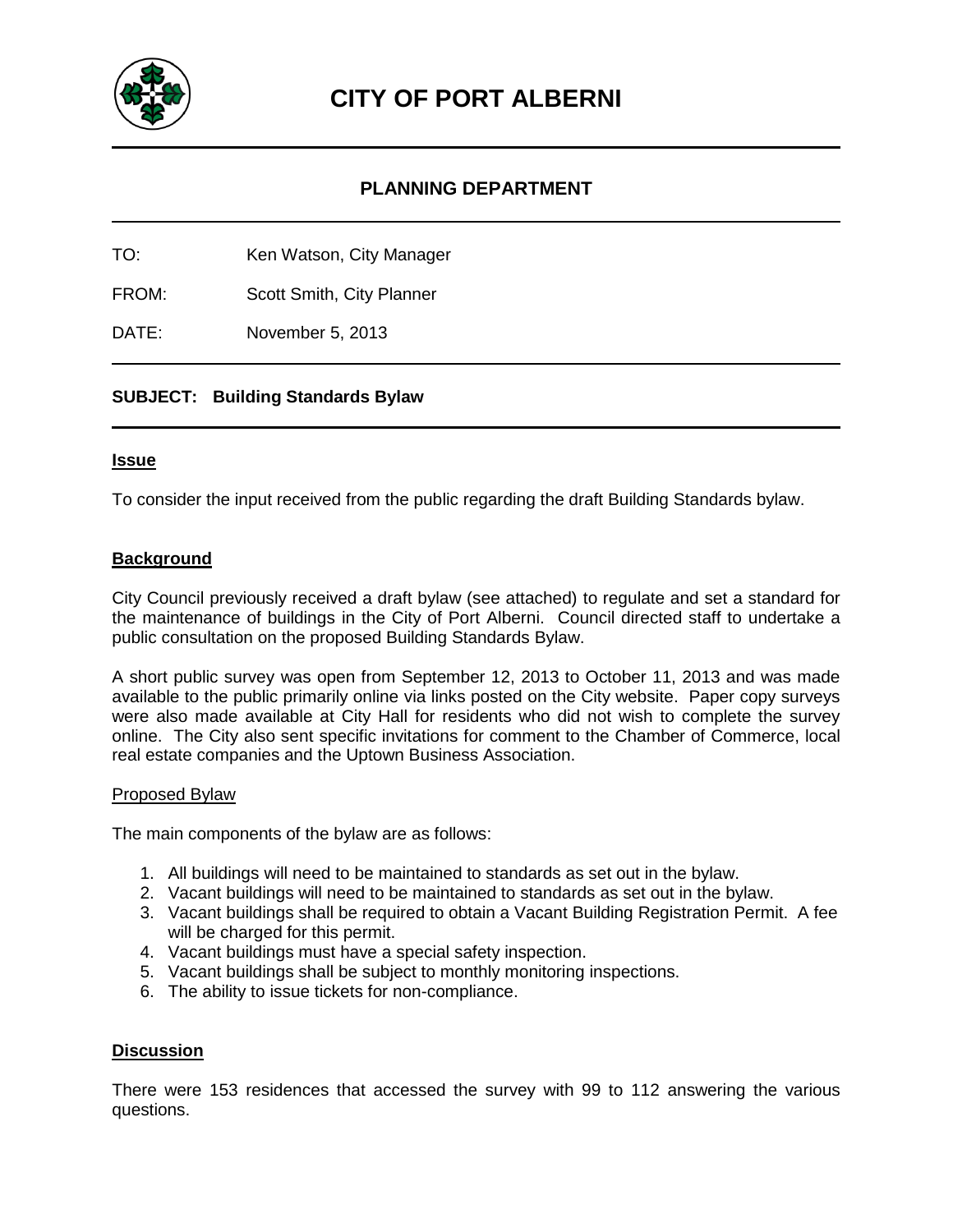# CITY OF PORT ALBERNI

## PLANNING DEPARTMENT

TO: Ken Watson, City Manager

FROM: Scott Smith, City Planner

DATE: November 5, 2013

**SUBJECT: Building Standards Bylaw**

### Issue

To consider the input received from the public regarding the draft Building Standards bylaw.

### Background

City Council previously received a draft bylaw (see attached) to regulate and set a standard for the maintenance of buildings in the City of Port Alberni. Council directed staff to undertake a public consultation on the proposed Building Standards Bylaw.

A short public survey was open from September 12, 2013 to October 11, 2013 and was made available to the public primarily online via links posted on the City website. Paper copy surveys were also made available at City Hall for residents who did not wish to complete the survey online. The City also sent specific invitations for comment to the Chamber of Commerce, local real estate companies and the Uptown Business Association.

#### Proposed Bylaw

The main components of the bylaw are as follows:

1. All buildings will need to be maintained to standards as set out in the bylaw.
2. Vacant buildings will need to be maintained to standards as set out in the bylaw.
3. Vacant buildings shall be required to obtain a Vacant Building Registration Permit. A fee will be charged for this permit.
4. Vacant buildings must have a special safety inspection.
5. Vacant buildings shall be subject to monthly monitoring inspections.
6. The ability to issue tickets for non-compliance.

### Discussion

There were 153 residences that accessed the survey with 99 to 112 answering the various questions.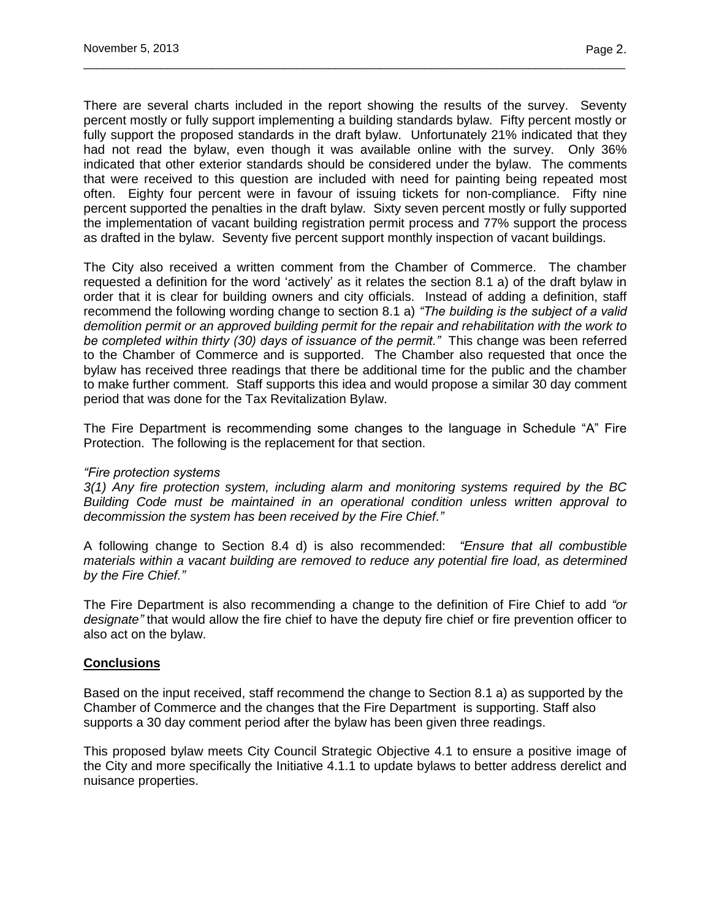There are several charts included in the report showing the results of the survey. Seventy percent mostly or fully support implementing a building standards bylaw. Fifty percent mostly or fully support the proposed standards in the draft bylaw. Unfortunately 21% indicated that they had not read the bylaw, even though it was available online with the survey. Only 36% indicated that other exterior standards should be considered under the bylaw. The comments that were received to this question are included with need for painting being repeated most often. Eighty four percent were in favour of issuing tickets for non-compliance. Fifty nine percent supported the penalties in the draft bylaw. Sixty seven percent mostly or fully supported the implementation of vacant building registration permit process and 77% support the process as drafted in the bylaw. Seventy five percent support monthly inspection of vacant buildings.

The City also received a written comment from the Chamber of Commerce. The chamber requested a definition for the word 'actively' as it relates the section 8.1 a) of the draft bylaw in order that it is clear for building owners and city officials. Instead of adding a definition, staff recommend the following wording change to section 8.1 a) *"The building is the subject of a valid demolition permit or an approved building permit for the repair and rehabilitation with the work to be completed within thirty (30) days of issuance of the permit."* This change was been referred to the Chamber of Commerce and is supported. The Chamber also requested that once the bylaw has received three readings that there be additional time for the public and the chamber to make further comment. Staff supports this idea and would propose a similar 30 day comment period that was done for the Tax Revitalization Bylaw.

The Fire Department is recommending some changes to the language in Schedule "A" Fire Protection. The following is the replacement for that section.

*"Fire protection systems*
*3(1) Any fire protection system, including alarm and monitoring systems required by the BC Building Code must be maintained in an operational condition unless written approval to decommission the system has been received by the Fire Chief."*

A following change to Section 8.4 d) is also recommended: *"Ensure that all combustible materials within a vacant building are removed to reduce any potential fire load, as determined by the Fire Chief."*

The Fire Department is also recommending a change to the definition of Fire Chief to add *"or designate"* that would allow the fire chief to have the deputy fire chief or fire prevention officer to also act on the bylaw.

**Conclusions**

Based on the input received, staff recommend the change to Section 8.1 a) as supported by the Chamber of Commerce and the changes that the Fire Department is supporting. Staff also supports a 30 day comment period after the bylaw has been given three readings.

This proposed bylaw meets City Council Strategic Objective 4.1 to ensure a positive image of the City and more specifically the Initiative 4.1.1 to update bylaws to better address derelict and nuisance properties.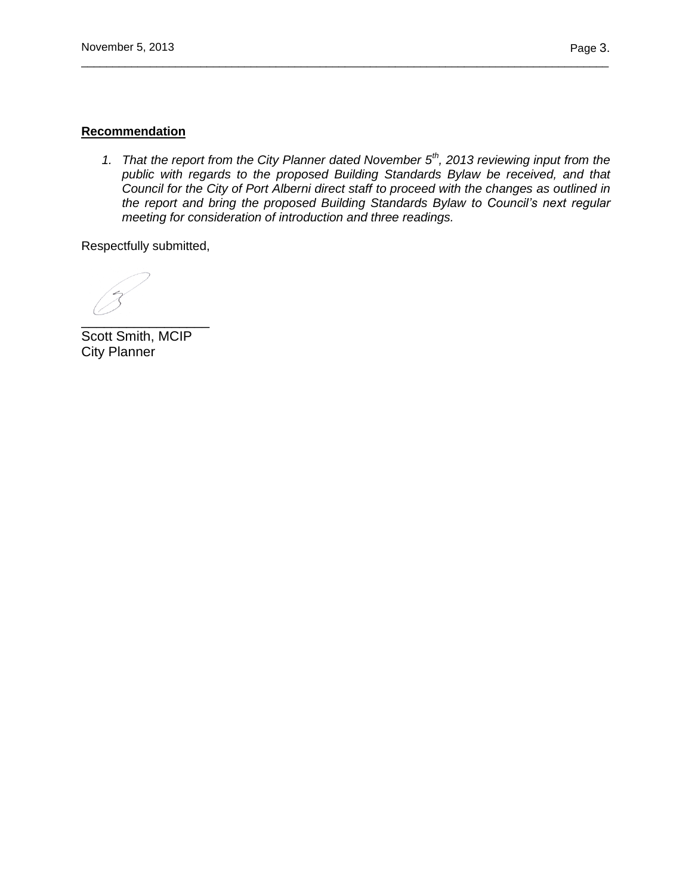**Recommendation**

1. *That the report from the City Planner dated November 5th, 2013 reviewing input from the public with regards to the proposed Building Standards Bylaw be received, and that Council for the City of Port Alberni direct staff to proceed with the changes as outlined in the report and bring the proposed Building Standards Bylaw to Council's next regular meeting for consideration of introduction and three readings.*

Respectfully submitted,

_________________

Scott Smith, MCIP
City Planner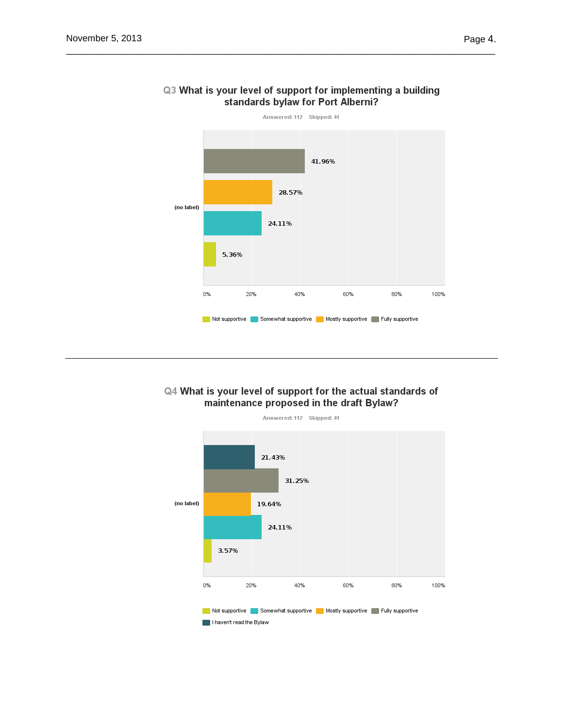## Q3 What is your level of support for implementing a building standards bylaw for Port Alberni?

Answered: 112 Skipped: 41

| Response | Percentage |
| --- | --- |
| Fully supportive | 41.96% |
| Mostly supportive | 28.57% |
| Somewhat supportive | 24.11% |
| Not supportive | 5.36% |

---

## Q4 What is your level of support for the actual standards of maintenance proposed in the draft Bylaw?

Answered: 112 Skipped: 41

| Response | Percentage |
| --- | --- |
| I haven't read the Bylaw | 21.43% |
| Fully supportive | 31.25% |
| Mostly supportive | 19.64% |
| Somewhat supportive | 24.11% |
| Not supportive | 3.57% |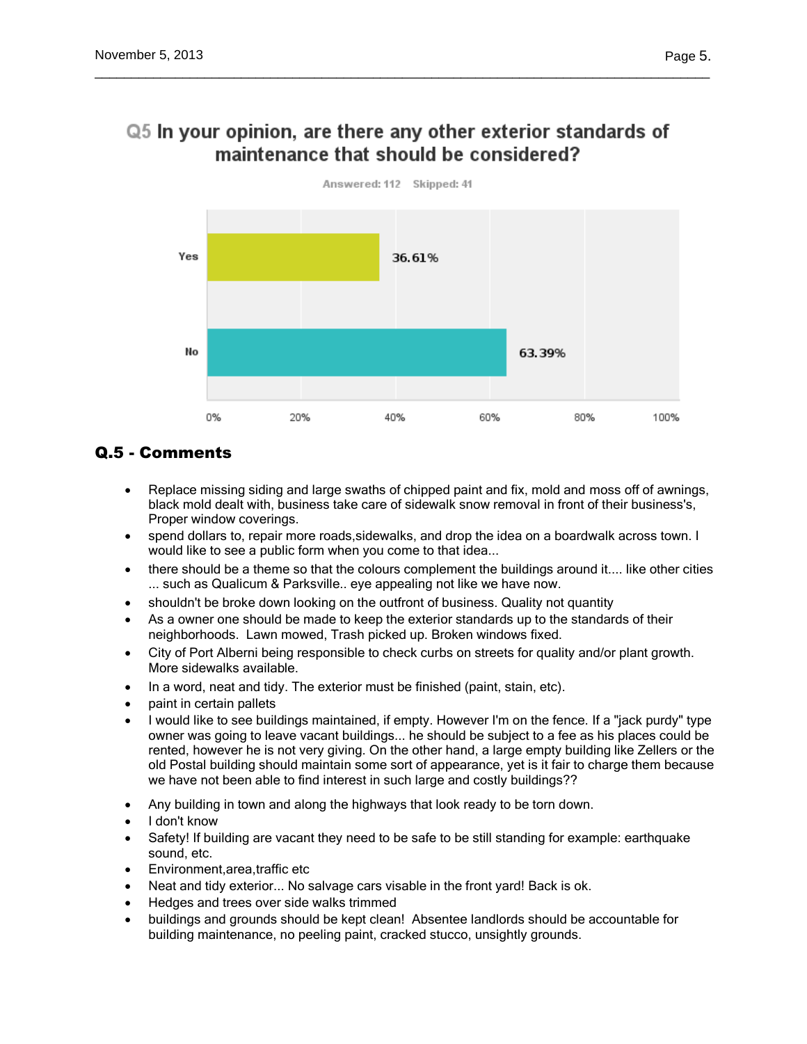## Q5 In your opinion, are there any other exterior standards of maintenance that should be considered?

Answered: 112 Skipped: 41

| Answer | Percentage |
|---|---|
| Yes | 36.61% |
| No | 63.39% |

## Q.5 - Comments

- Replace missing siding and large swaths of chipped paint and fix, mold and moss off of awnings, black mold dealt with, business take care of sidewalk snow removal in front of their business's, Proper window coverings.
- spend dollars to, repair more roads,sidewalks, and drop the idea on a boardwalk across town. I would like to see a public form when you come to that idea...
- there should be a theme so that the colours complement the buildings around it.... like other cities ... such as Qualicum & Parksville.. eye appealing not like we have now.
- shouldn't be broke down looking on the outfront of business. Quality not quantity
- As a owner one should be made to keep the exterior standards up to the standards of their neighborhoods. Lawn mowed, Trash picked up. Broken windows fixed.
- City of Port Alberni being responsible to check curbs on streets for quality and/or plant growth. More sidewalks available.
- In a word, neat and tidy. The exterior must be finished (paint, stain, etc).
- paint in certain pallets
- I would like to see buildings maintained, if empty. However I'm on the fence. If a "jack purdy" type owner was going to leave vacant buildings... he should be subject to a fee as his places could be rented, however he is not very giving. On the other hand, a large empty building like Zellers or the old Postal building should maintain some sort of appearance, yet is it fair to charge them because we have not been able to find interest in such large and costly buildings??
- Any building in town and along the highways that look ready to be torn down.
- I don't know
- Safety! If building are vacant they need to be safe to be still standing for example: earthquake sound, etc.
- Environment,area,traffic etc
- Neat and tidy exterior... No salvage cars visable in the front yard! Back is ok.
- Hedges and trees over side walks trimmed
- buildings and grounds should be kept clean! Absentee landlords should be accountable for building maintenance, no peeling paint, cracked stucco, unsightly grounds.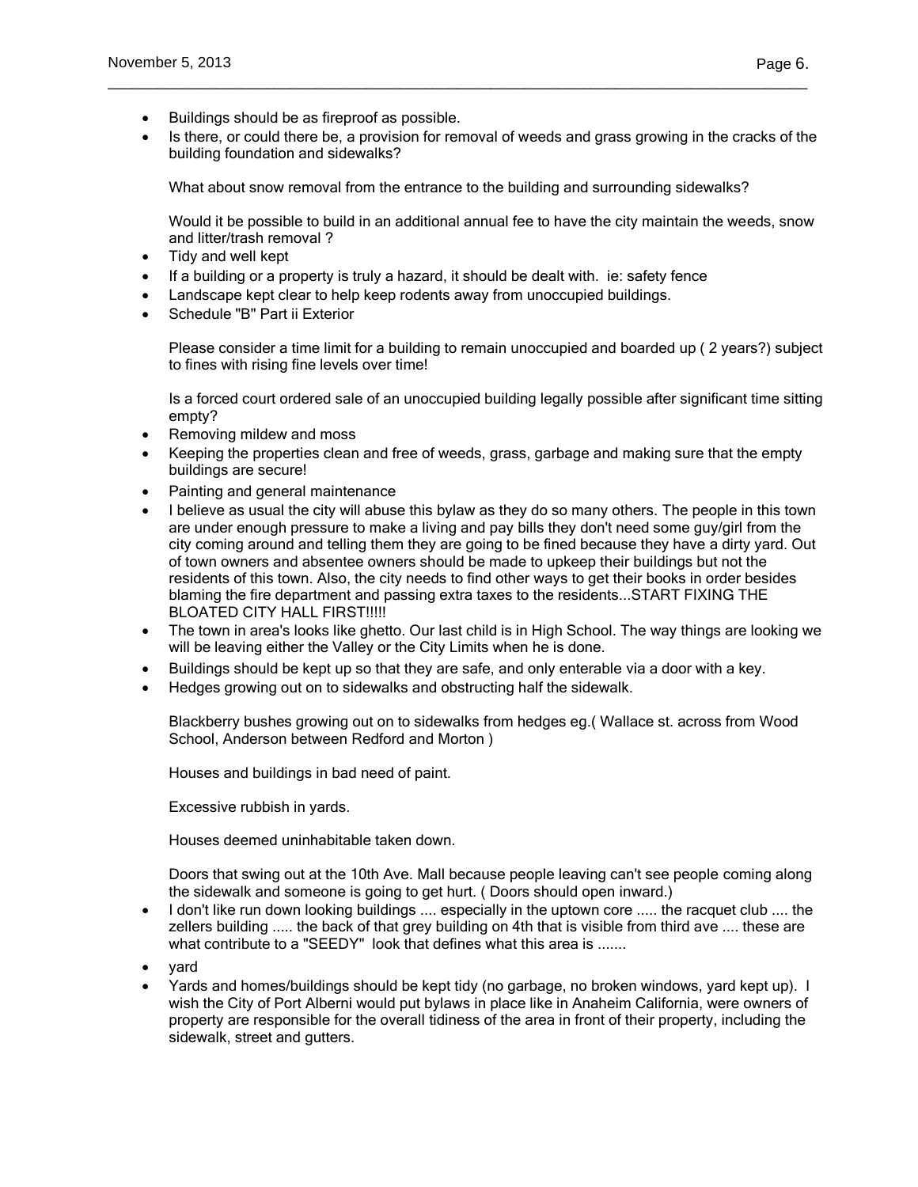- Buildings should be as fireproof as possible.
- Is there, or could there be, a provision for removal of weeds and grass growing in the cracks of the building foundation and sidewalks?

  What about snow removal from the entrance to the building and surrounding sidewalks?

  Would it be possible to build in an additional annual fee to have the city maintain the weeds, snow and litter/trash removal ?
- Tidy and well kept
- If a building or a property is truly a hazard, it should be dealt with. ie: safety fence
- Landscape kept clear to help keep rodents away from unoccupied buildings.
- Schedule "B" Part ii Exterior

  Please consider a time limit for a building to remain unoccupied and boarded up ( 2 years?) subject to fines with rising fine levels over time!

  Is a forced court ordered sale of an unoccupied building legally possible after significant time sitting empty?
- Removing mildew and moss
- Keeping the properties clean and free of weeds, grass, garbage and making sure that the empty buildings are secure!
- Painting and general maintenance
- I believe as usual the city will abuse this bylaw as they do so many others. The people in this town are under enough pressure to make a living and pay bills they don't need some guy/girl from the city coming around and telling them they are going to be fined because they have a dirty yard. Out of town owners and absentee owners should be made to upkeep their buildings but not the residents of this town. Also, the city needs to find other ways to get their books in order besides blaming the fire department and passing extra taxes to the residents...START FIXING THE BLOATED CITY HALL FIRST!!!!!
- The town in area's looks like ghetto. Our last child is in High School. The way things are looking we will be leaving either the Valley or the City Limits when he is done.
- Buildings should be kept up so that they are safe, and only enterable via a door with a key.
- Hedges growing out on to sidewalks and obstructing half the sidewalk.

  Blackberry bushes growing out on to sidewalks from hedges eg.( Wallace st. across from Wood School, Anderson between Redford and Morton )

  Houses and buildings in bad need of paint.

  Excessive rubbish in yards.

  Houses deemed uninhabitable taken down.

  Doors that swing out at the 10th Ave. Mall because people leaving can't see people coming along the sidewalk and someone is going to get hurt. ( Doors should open inward.)
- I don't like run down looking buildings .... especially in the uptown core ..... the racquet club .... the zellers building ..... the back of that grey building on 4th that is visible from third ave .... these are what contribute to a "SEEDY" look that defines what this area is .......
- yard
- Yards and homes/buildings should be kept tidy (no garbage, no broken windows, yard kept up). I wish the City of Port Alberni would put bylaws in place like in Anaheim California, were owners of property are responsible for the overall tidiness of the area in front of their property, including the sidewalk, street and gutters.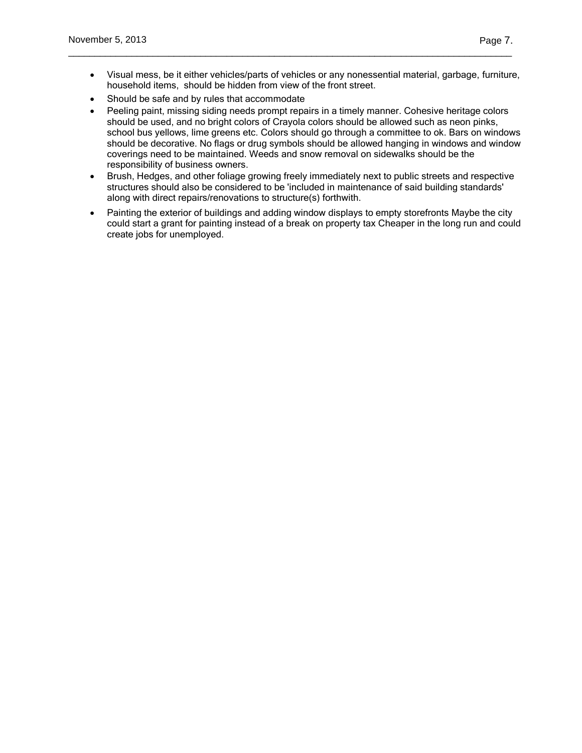- Visual mess, be it either vehicles/parts of vehicles or any nonessential material, garbage, furniture, household items,  should be hidden from view of the front street.
- Should be safe and by rules that accommodate
- Peeling paint, missing siding needs prompt repairs in a timely manner. Cohesive heritage colors should be used, and no bright colors of Crayola colors should be allowed such as neon pinks, school bus yellows, lime greens etc. Colors should go through a committee to ok. Bars on windows should be decorative. No flags or drug symbols should be allowed hanging in windows and window coverings need to be maintained. Weeds and snow removal on sidewalks should be the responsibility of business owners.
- Brush, Hedges, and other foliage growing freely immediately next to public streets and respective structures should also be considered to be 'included in maintenance of said building standards' along with direct repairs/renovations to structure(s) forthwith.
- Painting the exterior of buildings and adding window displays to empty storefronts Maybe the city could start a grant for painting instead of a break on property tax Cheaper in the long run and could create jobs for unemployed.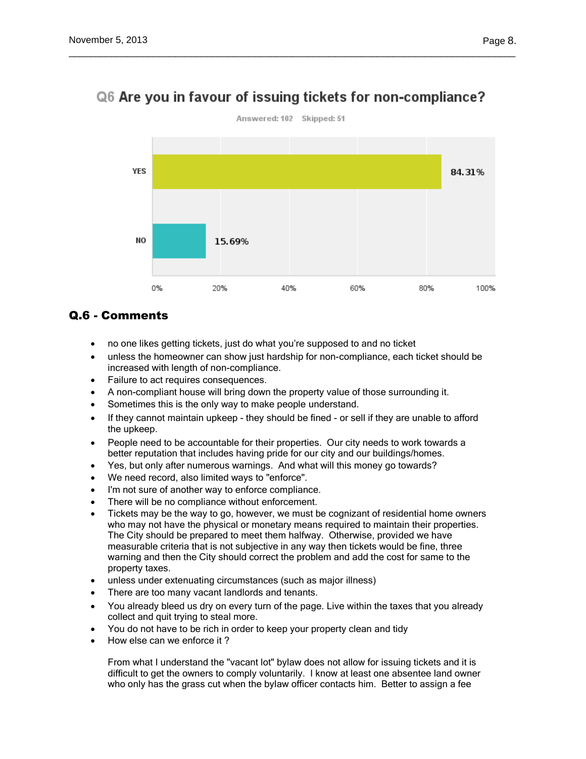## Q6 Are you in favour of issuing tickets for non-compliance?

Answered: 102 Skipped: 51

| Answer | Percentage |
|---|---|
| YES | 84.31% |
| NO | 15.69% |

## Q.6 - Comments

- no one likes getting tickets, just do what you're supposed to and no ticket
- unless the homeowner can show just hardship for non-compliance, each ticket should be increased with length of non-compliance.
- Failure to act requires consequences.
- A non-compliant house will bring down the property value of those surrounding it.
- Sometimes this is the only way to make people understand.
- If they cannot maintain upkeep - they should be fined - or sell if they are unable to afford the upkeep.
- People need to be accountable for their properties. Our city needs to work towards a better reputation that includes having pride for our city and our buildings/homes.
- Yes, but only after numerous warnings. And what will this money go towards?
- We need record, also limited ways to "enforce".
- I'm not sure of another way to enforce compliance.
- There will be no compliance without enforcement.
- Tickets may be the way to go, however, we must be cognizant of residential home owners who may not have the physical or monetary means required to maintain their properties. The City should be prepared to meet them halfway. Otherwise, provided we have measurable criteria that is not subjective in any way then tickets would be fine, three warning and then the City should correct the problem and add the cost for same to the property taxes.
- unless under extenuating circumstances (such as major illness)
- There are too many vacant landlords and tenants.
- You already bleed us dry on every turn of the page. Live within the taxes that you already collect and quit trying to steal more.
- You do not have to be rich in order to keep your property clean and tidy
- How else can we enforce it ?

  From what I understand the "vacant lot" bylaw does not allow for issuing tickets and it is difficult to get the owners to comply voluntarily. I know at least one absentee land owner who only has the grass cut when the bylaw officer contacts him. Better to assign a fee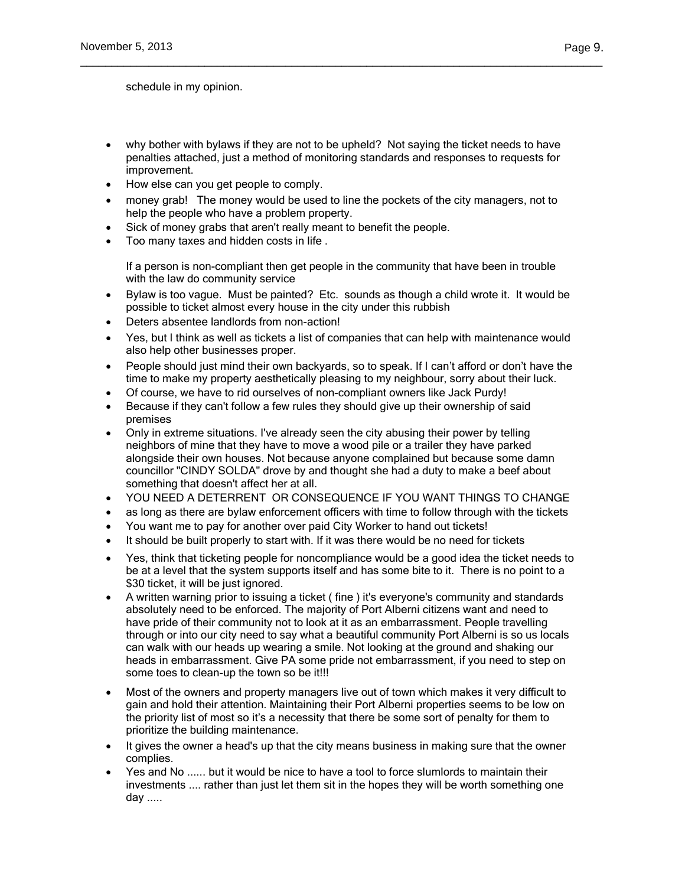schedule in my opinion.

- why bother with bylaws if they are not to be upheld? Not saying the ticket needs to have penalties attached, just a method of monitoring standards and responses to requests for improvement.
- How else can you get people to comply.
- money grab! The money would be used to line the pockets of the city managers, not to help the people who have a problem property.
- Sick of money grabs that aren't really meant to benefit the people.
- Too many taxes and hidden costs in life .

  If a person is non-compliant then get people in the community that have been in trouble with the law do community service
- Bylaw is too vague. Must be painted? Etc. sounds as though a child wrote it. It would be possible to ticket almost every house in the city under this rubbish
- Deters absentee landlords from non-action!
- Yes, but I think as well as tickets a list of companies that can help with maintenance would also help other businesses proper.
- People should just mind their own backyards, so to speak. If I can't afford or don't have the time to make my property aesthetically pleasing to my neighbour, sorry about their luck.
- Of course, we have to rid ourselves of non-compliant owners like Jack Purdy!
- Because if they can't follow a few rules they should give up their ownership of said premises
- Only in extreme situations. I've already seen the city abusing their power by telling neighbors of mine that they have to move a wood pile or a trailer they have parked alongside their own houses. Not because anyone complained but because some damn councillor "CINDY SOLDA" drove by and thought she had a duty to make a beef about something that doesn't affect her at all.
- YOU NEED A DETERRENT OR CONSEQUENCE IF YOU WANT THINGS TO CHANGE
- as long as there are bylaw enforcement officers with time to follow through with the tickets
- You want me to pay for another over paid City Worker to hand out tickets!
- It should be built properly to start with. If it was there would be no need for tickets
- Yes, think that ticketing people for noncompliance would be a good idea the ticket needs to be at a level that the system supports itself and has some bite to it. There is no point to a $30 ticket, it will be just ignored.
- A written warning prior to issuing a ticket ( fine ) it's everyone's community and standards absolutely need to be enforced. The majority of Port Alberni citizens want and need to have pride of their community not to look at it as an embarrassment. People travelling through or into our city need to say what a beautiful community Port Alberni is so us locals can walk with our heads up wearing a smile. Not looking at the ground and shaking our heads in embarrassment. Give PA some pride not embarrassment, if you need to step on some toes to clean-up the town so be it!!!
- Most of the owners and property managers live out of town which makes it very difficult to gain and hold their attention. Maintaining their Port Alberni properties seems to be low on the priority list of most so it's a necessity that there be some sort of penalty for them to prioritize the building maintenance.
- It gives the owner a head's up that the city means business in making sure that the owner complies.
- Yes and No ...... but it would be nice to have a tool to force slumlords to maintain their investments .... rather than just let them sit in the hopes they will be worth something one day .....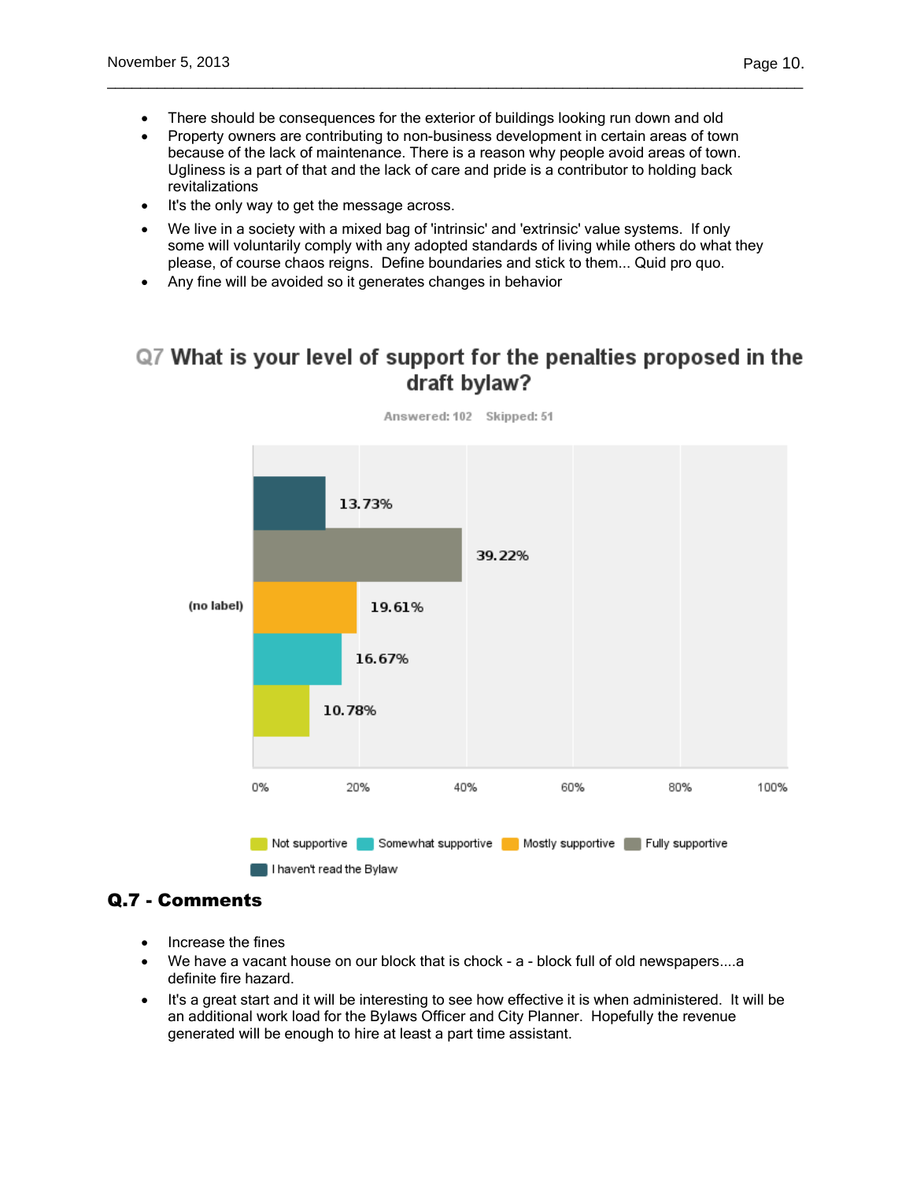- There should be consequences for the exterior of buildings looking run down and old
- Property owners are contributing to non-business development in certain areas of town because of the lack of maintenance. There is a reason why people avoid areas of town. Ugliness is a part of that and the lack of care and pride is a contributor to holding back revitalizations
- It's the only way to get the message across.
- We live in a society with a mixed bag of 'intrinsic' and 'extrinsic' value systems. If only some will voluntarily comply with any adopted standards of living while others do what they please, of course chaos reigns. Define boundaries and stick to them... Quid pro quo.
- Any fine will be avoided so it generates changes in behavior

## Q7 What is your level of support for the penalties proposed in the draft bylaw?

Answered: 102 Skipped: 51

| Response | Percentage |
|---|---|
| I haven't read the Bylaw | 13.73% |
| Fully supportive | 39.22% |
| Mostly supportive | 19.61% |
| Somewhat supportive | 16.67% |
| Not supportive | 10.78% |

## Q.7 - Comments

- Increase the fines
- We have a vacant house on our block that is chock - a - block full of old newspapers....a definite fire hazard.
- It's a great start and it will be interesting to see how effective it is when administered. It will be an additional work load for the Bylaws Officer and City Planner. Hopefully the revenue generated will be enough to hire at least a part time assistant.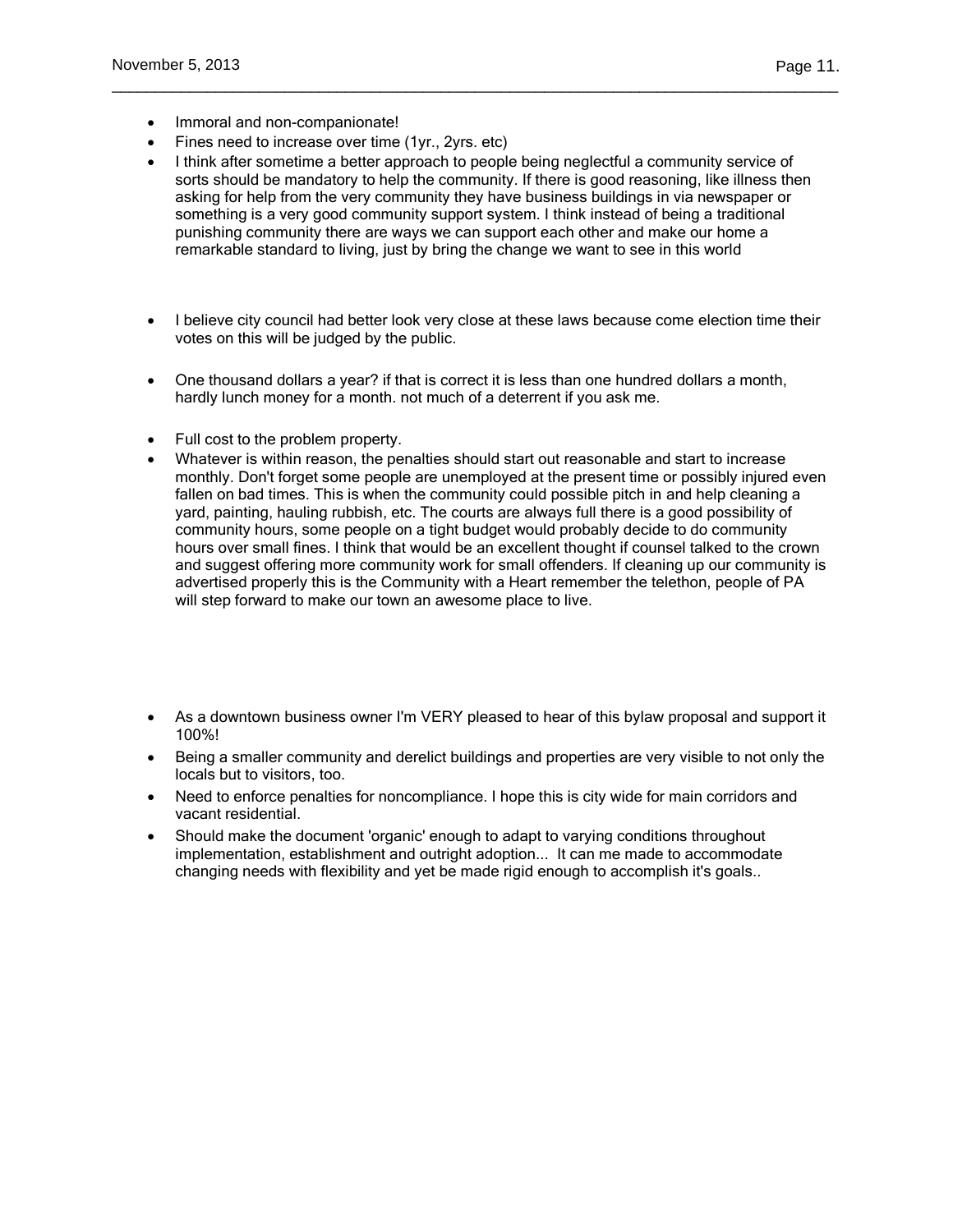- Immoral and non-companionate!
- Fines need to increase over time (1yr., 2yrs. etc)
- I think after sometime a better approach to people being neglectful a community service of sorts should be mandatory to help the community. If there is good reasoning, like illness then asking for help from the very community they have business buildings in via newspaper or something is a very good community support system. I think instead of being a traditional punishing community there are ways we can support each other and make our home a remarkable standard to living, just by bring the change we want to see in this world

- I believe city council had better look very close at these laws because come election time their votes on this will be judged by the public.

- One thousand dollars a year? if that is correct it is less than one hundred dollars a month, hardly lunch money for a month. not much of a deterrent if you ask me.

- Full cost to the problem property.
- Whatever is within reason, the penalties should start out reasonable and start to increase monthly. Don't forget some people are unemployed at the present time or possibly injured even fallen on bad times. This is when the community could possible pitch in and help cleaning a yard, painting, hauling rubbish, etc. The courts are always full there is a good possibility of community hours, some people on a tight budget would probably decide to do community hours over small fines. I think that would be an excellent thought if counsel talked to the crown and suggest offering more community work for small offenders. If cleaning up our community is advertised properly this is the Community with a Heart remember the telethon, people of PA will step forward to make our town an awesome place to live.

- As a downtown business owner I'm VERY pleased to hear of this bylaw proposal and support it 100%!
- Being a smaller community and derelict buildings and properties are very visible to not only the locals but to visitors, too.
- Need to enforce penalties for noncompliance. I hope this is city wide for main corridors and vacant residential.
- Should make the document 'organic' enough to adapt to varying conditions throughout implementation, establishment and outright adoption... It can me made to accommodate changing needs with flexibility and yet be made rigid enough to accomplish it's goals..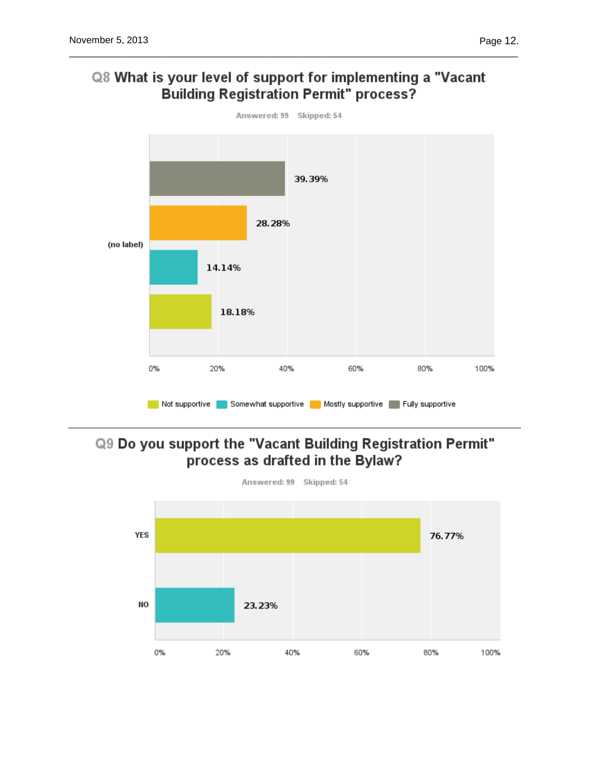## Q8 What is your level of support for implementing a "Vacant Building Registration Permit" process?

Answered: 99 Skipped: 54

| Response | Percentage |
|---|---|
| Fully supportive | 39.39% |
| Mostly supportive | 28.28% |
| Somewhat supportive | 14.14% |
| Not supportive | 18.18% |

## Q9 Do you support the "Vacant Building Registration Permit" process as drafted in the Bylaw?

Answered: 99 Skipped: 54

| Response | Percentage |
|---|---|
| YES | 76.77% |
| NO | 23.23% |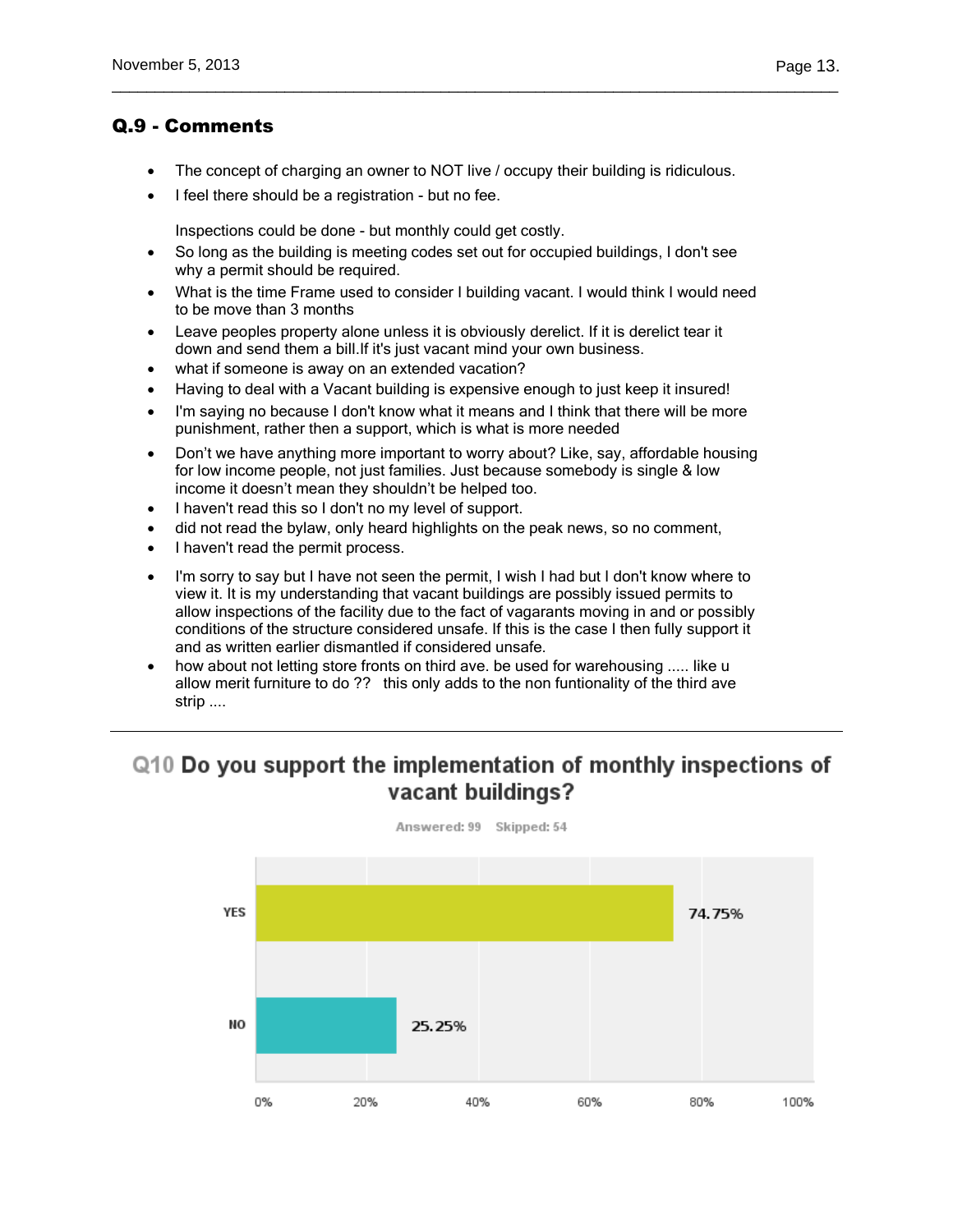## Q.9 - Comments

- The concept of charging an owner to NOT live / occupy their building is ridiculous.
- I feel there should be a registration - but no fee.

  Inspections could be done - but monthly could get costly.
- So long as the building is meeting codes set out for occupied buildings, I don't see why a permit should be required.
- What is the time Frame used to consider I building vacant. I would think I would need to be move than 3 months
- Leave peoples property alone unless it is obviously derelict. If it is derelict tear it down and send them a bill.If it's just vacant mind your own business.
- what if someone is away on an extended vacation?
- Having to deal with a Vacant building is expensive enough to just keep it insured!
- I'm saying no because I don't know what it means and I think that there will be more punishment, rather then a support, which is what is more needed
- Don't we have anything more important to worry about? Like, say, affordable housing for low income people, not just families. Just because somebody is single & low income it doesn't mean they shouldn't be helped too.
- I haven't read this so I don't no my level of support.
- did not read the bylaw, only heard highlights on the peak news, so no comment,
- I haven't read the permit process.
- I'm sorry to say but I have not seen the permit, I wish I had but I don't know where to view it. It is my understanding that vacant buildings are possibly issued permits to allow inspections of the facility due to the fact of vagarants moving in and or possibly conditions of the structure considered unsafe. If this is the case I then fully support it and as written earlier dismantled if considered unsafe.
- how about not letting store fronts on third ave. be used for warehousing ..... like u allow merit furniture to do ?? this only adds to the non funtionality of the third ave strip ....

---

## Q10 Do you support the implementation of monthly inspections of vacant buildings?

Answered: 99 Skipped: 54

| Answer | Percentage |
|---|---|
| YES | 74.75% |
| NO | 25.25% |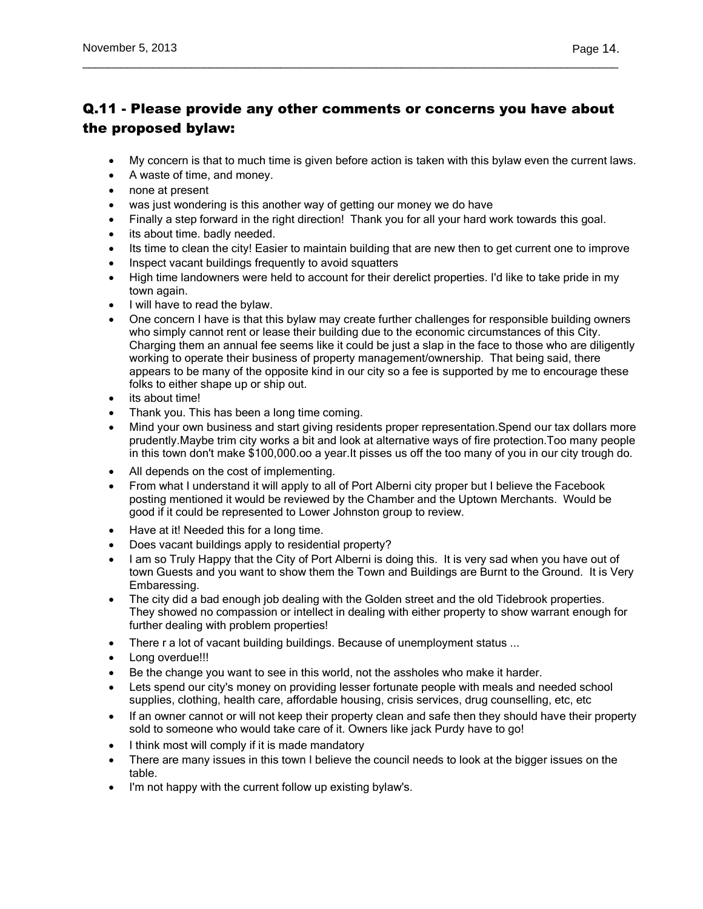## Q.11 - Please provide any other comments or concerns you have about the proposed bylaw:

- My concern is that to much time is given before action is taken with this bylaw even the current laws.
- A waste of time, and money.
- none at present
- was just wondering is this another way of getting our money we do have
- Finally a step forward in the right direction! Thank you for all your hard work towards this goal.
- its about time. badly needed.
- Its time to clean the city! Easier to maintain building that are new then to get current one to improve
- Inspect vacant buildings frequently to avoid squatters
- High time landowners were held to account for their derelict properties. I'd like to take pride in my town again.
- I will have to read the bylaw.
- One concern I have is that this bylaw may create further challenges for responsible building owners who simply cannot rent or lease their building due to the economic circumstances of this City. Charging them an annual fee seems like it could be just a slap in the face to those who are diligently working to operate their business of property management/ownership. That being said, there appears to be many of the opposite kind in our city so a fee is supported by me to encourage these folks to either shape up or ship out.
- its about time!
- Thank you. This has been a long time coming.
- Mind your own business and start giving residents proper representation.Spend our tax dollars more prudently.Maybe trim city works a bit and look at alternative ways of fire protection.Too many people in this town don't make $100,000.oo a year.It pisses us off the too many of you in our city trough do.
- All depends on the cost of implementing.
- From what I understand it will apply to all of Port Alberni city proper but I believe the Facebook posting mentioned it would be reviewed by the Chamber and the Uptown Merchants. Would be good if it could be represented to Lower Johnston group to review.
- Have at it! Needed this for a long time.
- Does vacant buildings apply to residential property?
- I am so Truly Happy that the City of Port Alberni is doing this. It is very sad when you have out of town Guests and you want to show them the Town and Buildings are Burnt to the Ground. It is Very Embaressing.
- The city did a bad enough job dealing with the Golden street and the old Tidebrook properties. They showed no compassion or intellect in dealing with either property to show warrant enough for further dealing with problem properties!
- There r a lot of vacant building buildings. Because of unemployment status ...
- Long overdue!!!
- Be the change you want to see in this world, not the assholes who make it harder.
- Lets spend our city's money on providing lesser fortunate people with meals and needed school supplies, clothing, health care, affordable housing, crisis services, drug counselling, etc, etc
- If an owner cannot or will not keep their property clean and safe then they should have their property sold to someone who would take care of it. Owners like jack Purdy have to go!
- I think most will comply if it is made mandatory
- There are many issues in this town I believe the council needs to look at the bigger issues on the table.
- I'm not happy with the current follow up existing bylaw's.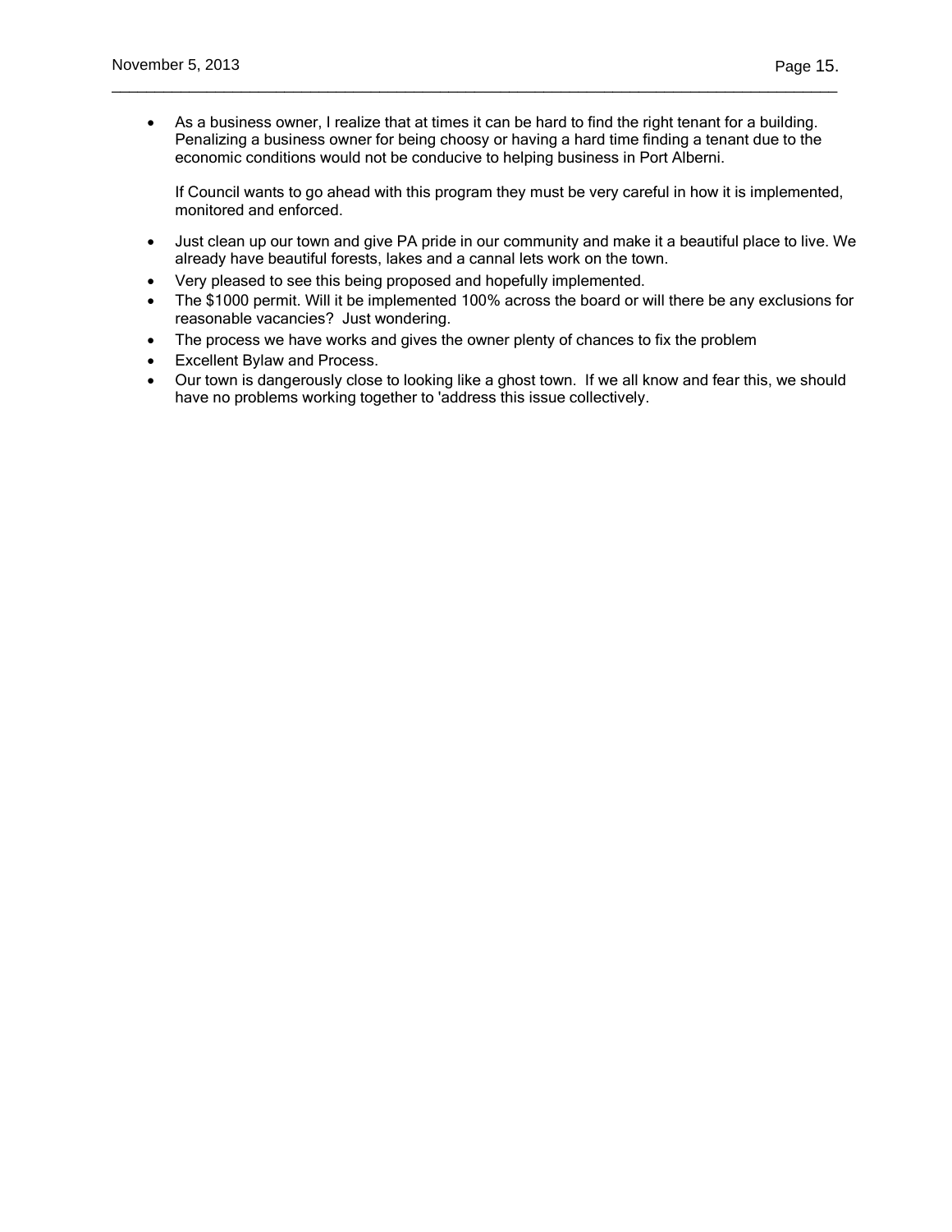- As a business owner, I realize that at times it can be hard to find the right tenant for a building. Penalizing a business owner for being choosy or having a hard time finding a tenant due to the economic conditions would not be conducive to helping business in Port Alberni.

  If Council wants to go ahead with this program they must be very careful in how it is implemented, monitored and enforced.

- Just clean up our town and give PA pride in our community and make it a beautiful place to live. We already have beautiful forests, lakes and a cannal lets work on the town.
- Very pleased to see this being proposed and hopefully implemented.
- The $1000 permit. Will it be implemented 100% across the board or will there be any exclusions for reasonable vacancies? Just wondering.
- The process we have works and gives the owner plenty of chances to fix the problem
- Excellent Bylaw and Process.
- Our town is dangerously close to looking like a ghost town. If we all know and fear this, we should have no problems working together to 'address this issue collectively.